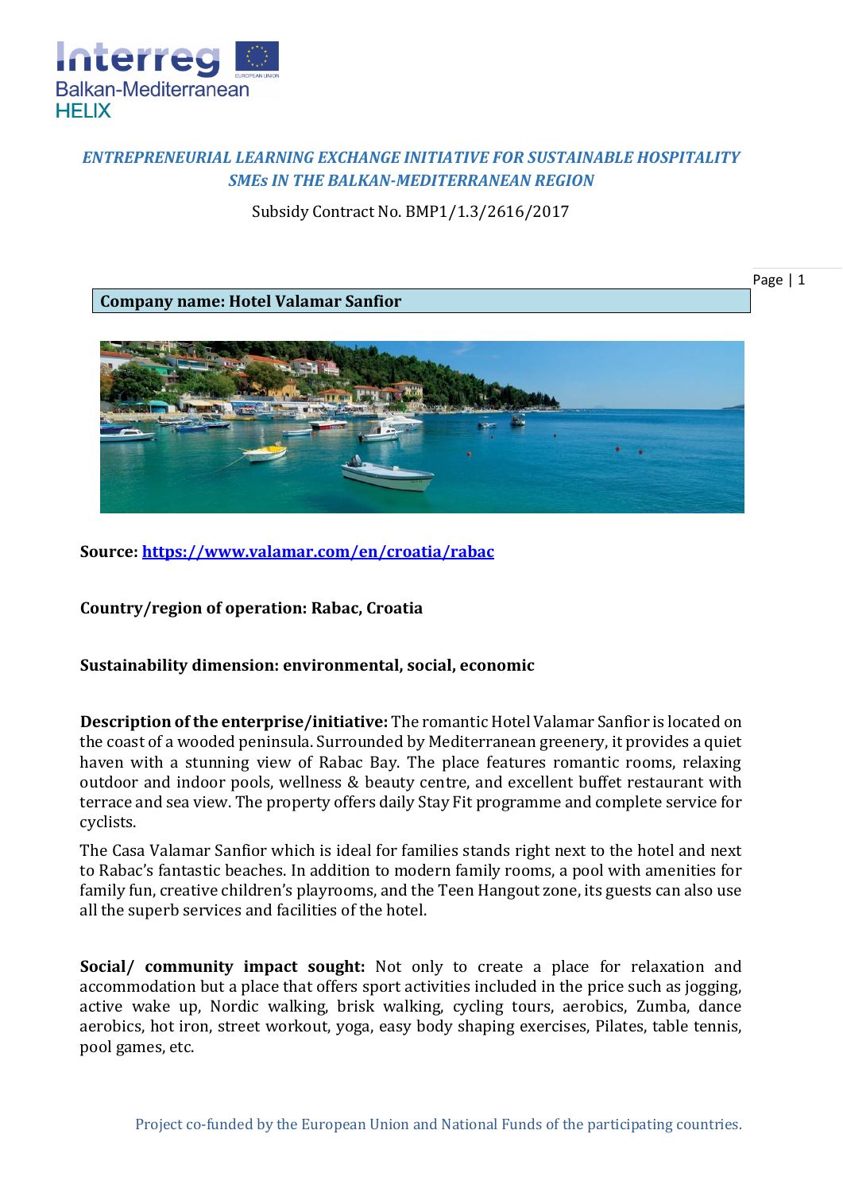*ENTREPRENEURIAL LEARNING EXCHANGE INITIATIVE FOR SUSTAINABLE HOSPITALITY SMEs IN THE BALKAN-MEDITERRANEAN REGION*

Subsidy Contract No. BMP1/1.3/2616/2017

**Company name: Hotel Valamar Sanfior**

**Source: [https://www.valamar.com/en/croatia/rabac](https://www.valamar.com/en/croatia/rabac)**

**Country/region of operation: Rabac, Croatia**

**Sustainability dimension: environmental, social, economic**

**Description of the enterprise/initiative:** The romantic Hotel Valamar Sanfior is located on the coast of a wooded peninsula. Surrounded by Mediterranean greenery, it provides a quiet haven with a stunning view of Rabac Bay. The place features romantic rooms, relaxing outdoor and indoor pools, wellness & beauty centre, and excellent buffet restaurant with terrace and sea view. The property offers daily Stay Fit programme and complete service for cyclists.

The Casa Valamar Sanfior which is ideal for families stands right next to the hotel and next to Rabac's fantastic beaches. In addition to modern family rooms, a pool with amenities for family fun, creative children's playrooms, and the Teen Hangout zone, its guests can also use all the superb services and facilities of the hotel.

**Social/ community impact sought:** Not only to create a place for relaxation and accommodation but a place that offers sport activities included in the price such as jogging, active wake up, Nordic walking, brisk walking, cycling tours, aerobics, Zumba, dance aerobics, hot iron, street workout, yoga, easy body shaping exercises, Pilates, table tennis, pool games, etc.

Project co-funded by the European Union and National Funds of the participating countries.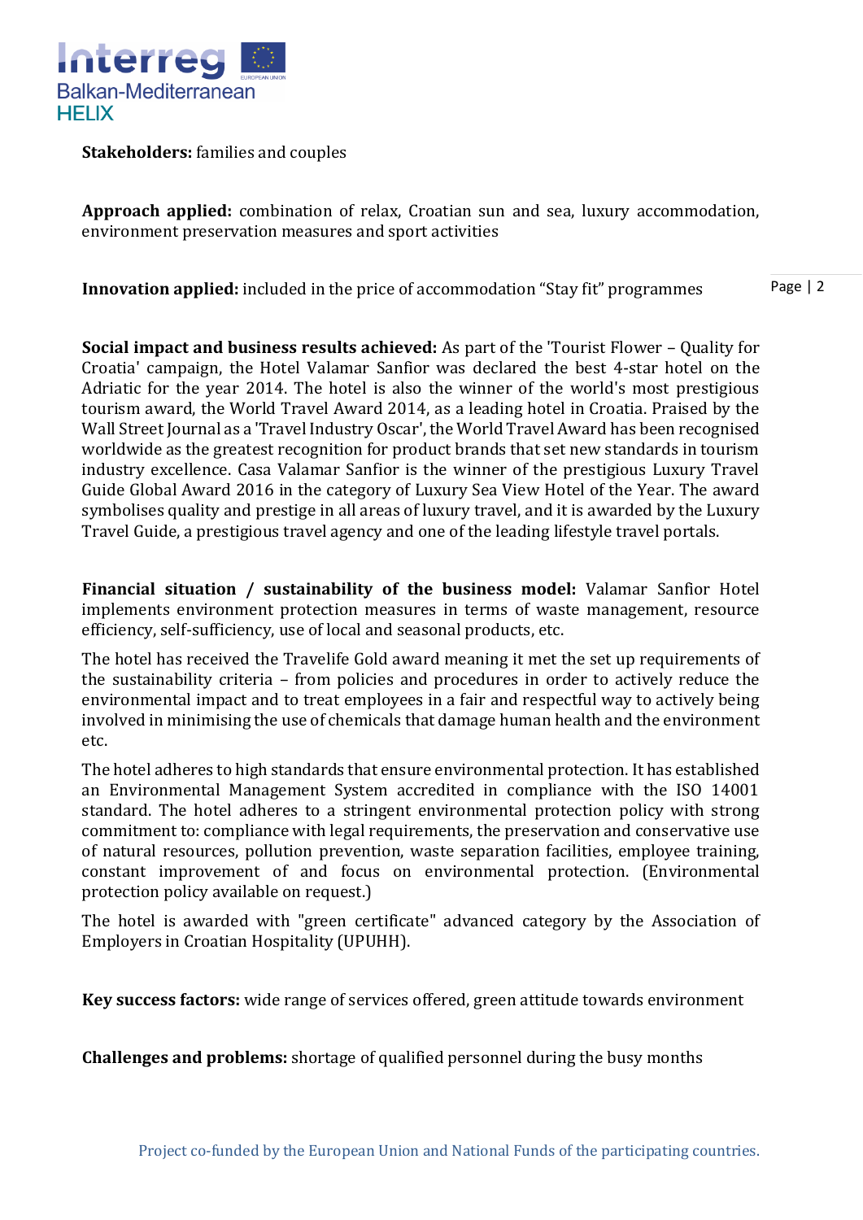**Stakeholders:** families and couples

**Approach applied:** combination of relax, Croatian sun and sea, luxury accommodation, environment preservation measures and sport activities

**Innovation applied:** included in the price of accommodation "Stay fit" programmes

**Social impact and business results achieved:** As part of the 'Tourist Flower – Quality for Croatia' campaign, the Hotel Valamar Sanfior was declared the best 4-star hotel on the Adriatic for the year 2014. The hotel is also the winner of the world's most prestigious tourism award, the World Travel Award 2014, as a leading hotel in Croatia. Praised by the Wall Street Journal as a 'Travel Industry Oscar', the World Travel Award has been recognised worldwide as the greatest recognition for product brands that set new standards in tourism industry excellence. Casa Valamar Sanfior is the winner of the prestigious Luxury Travel Guide Global Award 2016 in the category of Luxury Sea View Hotel of the Year. The award symbolises quality and prestige in all areas of luxury travel, and it is awarded by the Luxury Travel Guide, a prestigious travel agency and one of the leading lifestyle travel portals.

**Financial situation / sustainability of the business model:** Valamar Sanfior Hotel implements environment protection measures in terms of waste management, resource efficiency, self-sufficiency, use of local and seasonal products, etc.

The hotel has received the Travelife Gold award meaning it met the set up requirements of the sustainability criteria – from policies and procedures in order to actively reduce the environmental impact and to treat employees in a fair and respectful way to actively being involved in minimising the use of chemicals that damage human health and the environment etc.

The hotel adheres to high standards that ensure environmental protection. It has established an Environmental Management System accredited in compliance with the ISO 14001 standard. The hotel adheres to a stringent environmental protection policy with strong commitment to: compliance with legal requirements, the preservation and conservative use of natural resources, pollution prevention, waste separation facilities, employee training, constant improvement of and focus on environmental protection. (Environmental protection policy available on request.)

The hotel is awarded with "green certificate" advanced category by the Association of Employers in Croatian Hospitality (UPUHH).

**Key success factors:** wide range of services offered, green attitude towards environment

**Challenges and problems:** shortage of qualified personnel during the busy months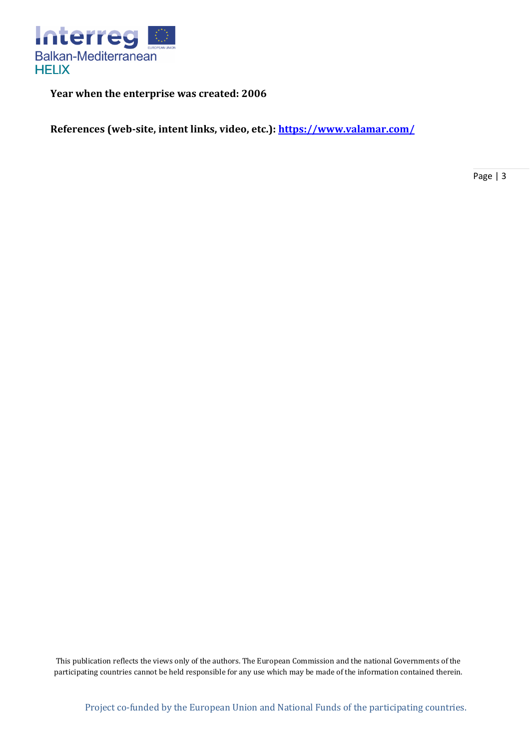**Year when the enterprise was created: 2006**

**References (web-site, intent links, video, etc.): [https://www.valamar.com/](https://www.valamar.com/)**

This publication reflects the views only of the authors. The European Commission and the national Governments of the participating countries cannot be held responsible for any use which may be made of the information contained therein.

Project co-funded by the European Union and National Funds of the participating countries.